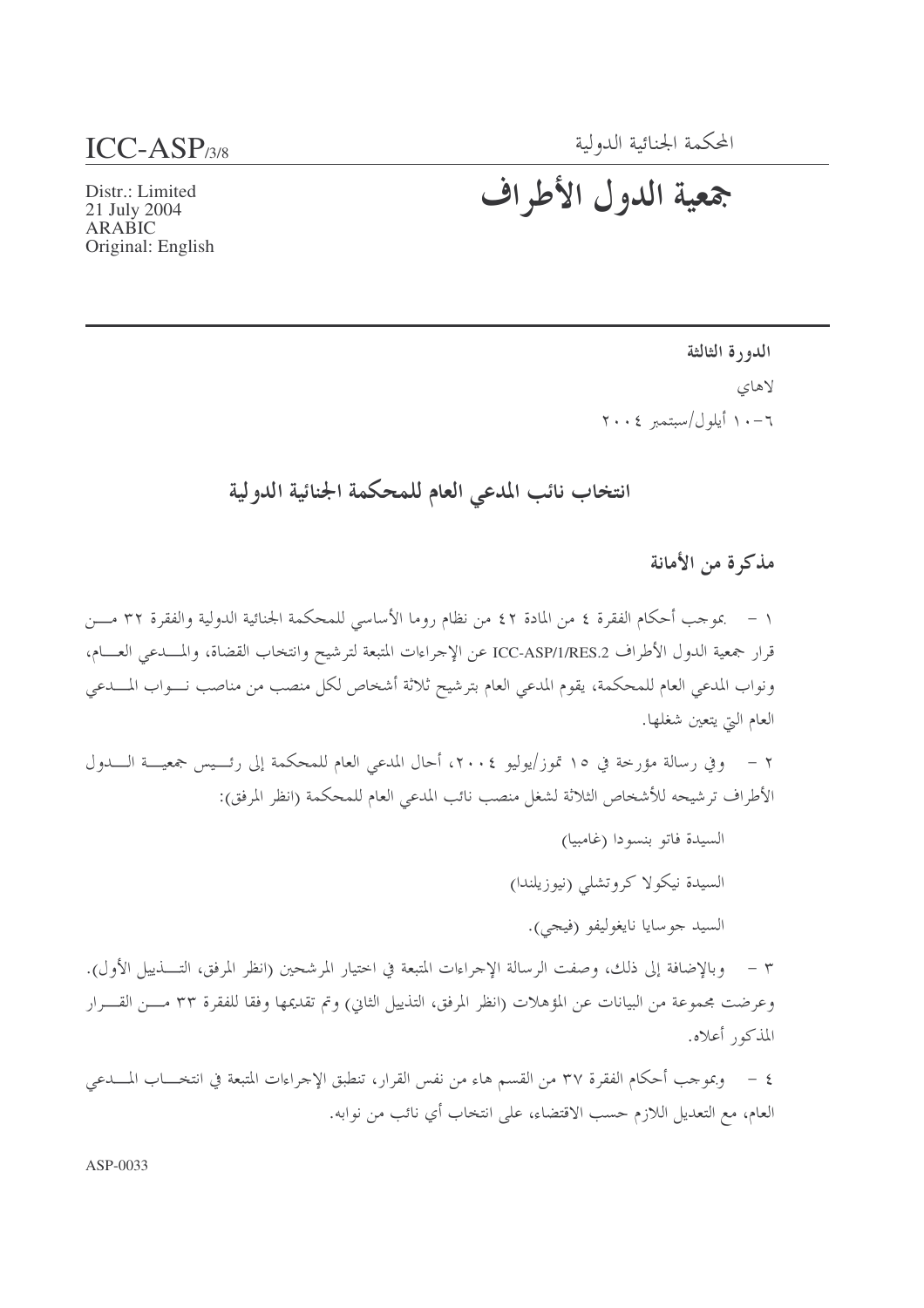ICC-ASP/3/8

Distr.: Limited
21 July 2004
ARABIC
Original: English

المحكمة الجنائية الدولية

# جمعية الدول الأطراف

**الدورة الثالثة**

لاهاي

٦-١٠ أيلول/سبتمبر ٢٠٠٤

## انتخاب نائب المدعي العام للمحكمة الجنائية الدولية

### مذكرة من الأمانة

١ - بموجب أحكام الفقرة ٤ من المادة ٤٢ من نظام روما الأساسي للمحكمة الجنائية الدولية والفقرة ٣٢ من قرار جمعية الدول الأطراف ICC-ASP/1/RES.2 عن الإجراءات المتبعة لترشيح وانتخاب القضاة، والمدعي العام، ونواب المدعي العام للمحكمة، يقوم المدعي العام بترشيح ثلاثة أشخاص لكل منصب من مناصب نواب المدعي العام التي يتعين شغلها.

٢ - وفي رسالة مؤرخة في ١٥ تموز/يوليو ٢٠٠٤، أحال المدعي العام للمحكمة إلى رئيس جمعية الدول الأطراف ترشيحه للأشخاص الثلاثة لشغل منصب نائب المدعي العام للمحكمة (انظر المرفق):

السيدة فاتو بنسودا (غامبيا)

السيدة نيكولا كروتشلي (نيوزيلندا)

السيد جوسايا نايغوليفو (فيجي).

٣ - وبالإضافة إلى ذلك، وصفت الرسالة الإجراءات المتبعة في اختيار المرشحين (انظر المرفق، التذييل الأول). وعرضت مجموعة من البيانات عن المؤهلات (انظر المرفق، التذييل الثاني) وتم تقديمها وفقا للفقرة ٣٣ من القرار المذكور أعلاه.

٤ - وبموجب أحكام الفقرة ٣٧ من القسم هاء من نفس القرار، تنطبق الإجراءات المتبعة في انتخاب المدعي العام، مع التعديل اللازم حسب الاقتضاء، على انتخاب أي نائب من نوابه.

ASP-0033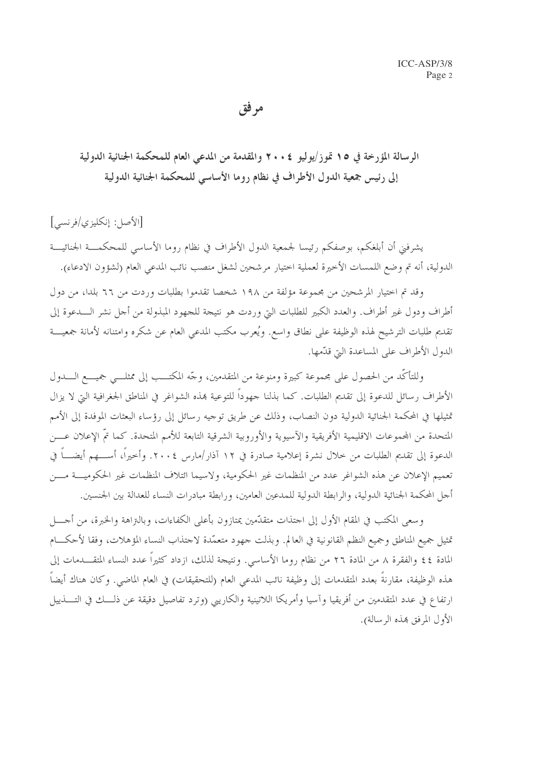# مرفق

## الرسالة المؤرخة في ١٥ تموز/يوليو ٢٠٠٤ والمقدمة من المدعي العام للمحكمة الجنائية الدولية إلى رئيس جمعية الدول الأطراف في نظام روما الأساسي للمحكمة الجنائية الدولية

[الأصل: إنكليزي/فرنسي]

يشرفني أن أبلغكم، بوصفكم رئيسا لجمعية الدول الأطراف في نظام روما الأساسي للمحكمة الجنائية الدولية، أنه تم وضع اللمسات الأخيرة لعملية اختيار مرشحين لشغل منصب نائب المدعي العام (لشؤون الادعاء).

وقد تم اختيار المرشحين من مجموعة مؤلفة من ١٩٨ شخصا تقدموا بطلبات وردت من ٦٦ بلدا، من دول أطراف ودول غير أطراف. والعدد الكبير للطلبات التي وردت هو نتيجة للجهود المبذولة من أجل نشر الدعوة إلى تقديم طلبات الترشيح لهذه الوظيفة على نطاق واسع. ويُعرب مكتب المدعي العام عن شكره وامتنانه لأمانة جمعية الدول الأطراف على المساعدة التي قدّمها.

وللتأكّد من الحصول على مجموعة كبيرة ومنوعة من المتقدمين، وجّه المكتب إلى ممثلي جميع الدول الأطراف رسائل للدعوة إلى تقديم الطلبات. كما بذلنا جهوداً للتوعية بهذه الشواغر في المناطق الجغرافية التي لا يزال تمثيلها في المحكمة الجنائية الدولية دون النصاب، وذلك عن طريق توجيه رسائل إلى رؤساء البعثات الموفدة إلى الأمم المتحدة من المجموعات الاقليمية الأفريقية والآسيوية والأوروبية الشرقية التابعة للأمم المتحدة. كما تمّ الإعلان عن الدعوة إلى تقديم الطلبات من خلال نشرة إعلامية صادرة في ١٢ آذار/مارس ٢٠٠٤. وأخيراً، أسهم أيضاً في تعميم الإعلان عن هذه الشواغر عدد من المنظمات غير الحكومية، ولاسيما ائتلاف المنظمات غير الحكومية من أجل المحكمة الجنائية الدولية، والرابطة الدولية للمدعين العامين، ورابطة مبادرات النساء للعدالة بين الجنسين.

وسعى المكتب في المقام الأول إلى اجتذات متقدّمين يمتازون بأعلى الكفاءات، وبالنزاهة والخبرة، من أجل تمثيل جميع المناطق وجميع النظم القانونية في العالم. وبذلت جهود متعمّدة لاجتذاب النساء المؤهلات، وفقا لأحكام المادة ٤٤ والفقرة ٨ من المادة ٢٦ من نظام روما الأساسي. ونتيجة لذلك، ازداد كثيراً عدد النساء المتقدمات إلى هذه الوظيفة، مقارنةً بعدد المتقدمات إلى وظيفة نائب المدعي العام (للتحقيقات) في العام الماضي. وكان هناك أيضاً ارتفاع في عدد المتقدمين من أفريقيا وآسيا وأمريكا اللاتينية والكاريبي (وترد تفاصيل دقيقة عن ذلك في التذييل الأول المرفق بهذه الرسالة).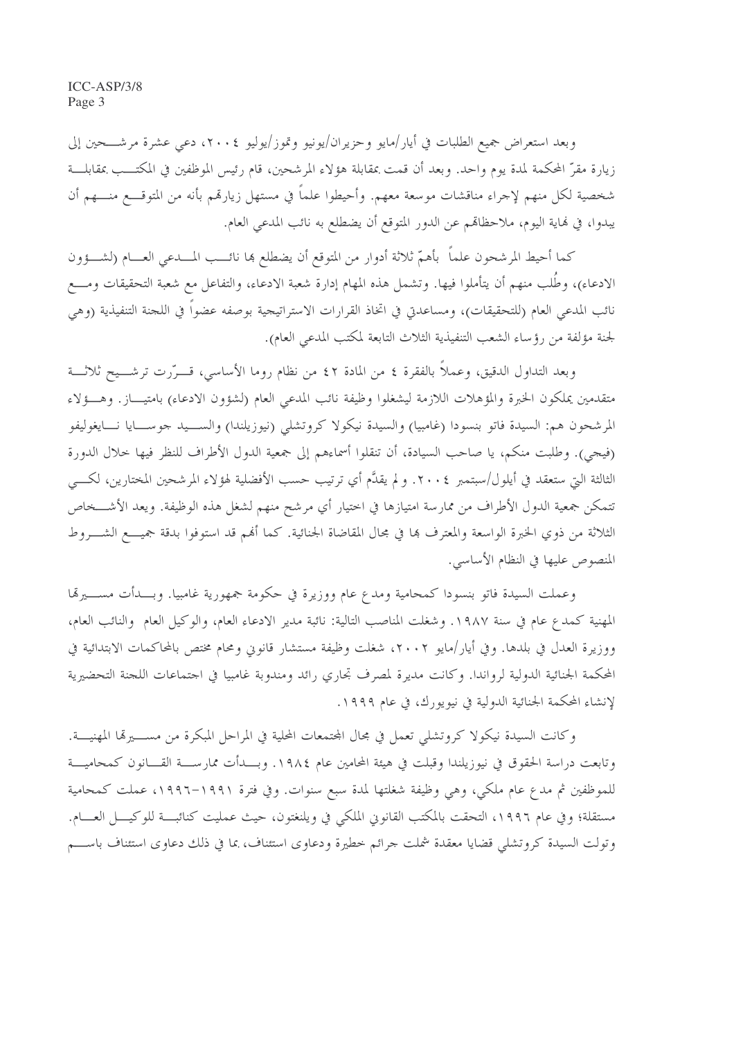وبعد استعراض جميع الطلبات في أيار/مايو وحزيران/يونيو وتموز/يوليو ٢٠٠٤، دعي عشرة مرشحين إلى زيارة مقرّ المحكمة لمدة يوم واحد. وبعد أن قمت بمقابلة هؤلاء المرشحين، قام رئيس الموظفين في المكتب بمقابلة شخصية لكل منهم لإجراء مناقشات موسعة معهم. وأحيطوا علماً في مستهل زيارتهم بأنه من المتوقع منهم أن يبدوا، في نهاية اليوم، ملاحظاتهم عن الدور المتوقع أن يضطلع به نائب المدعي العام.

كما أحيط المرشحون علماً بأهمّ ثلاثة أدوار من المتوقع أن يضطلع بها نائب المدعي العام (لشؤون الادعاء)، وطُلب منهم أن يتأملوا فيها. وتشمل هذه المهام إدارة شعبة الادعاء، والتفاعل مع شعبة التحقيقات ومع نائب المدعي العام (للتحقيقات)، ومساعدتي في اتخاذ القرارات الاستراتيجية بوصفه عضواً في اللجنة التنفيذية (وهي لجنة مؤلفة من رؤساء الشعب التنفيذية الثلاث التابعة لمكتب المدعي العام).

وبعد التداول الدقيق، وعملاً بالفقرة ٤ من المادة ٤٢ من نظام روما الأساسي، قررت ترشيح ثلاثة متقدمين يملكون الخبرة والمؤهلات اللازمة ليشغلوا وظيفة نائب المدعي العام (لشؤون الادعاء) بامتياز. وهؤلاء المرشحون هم: السيدة فاتو بنسودا (غامبيا) والسيدة نيكولا كروتشلي (نيوزيلندا) والسيد جوسايا نايغوليفو (فيجي). وطلبت منكم، يا صاحب السيادة، أن تنقلوا أسماءهم إلى جمعية الدول الأطراف للنظر فيها خلال الدورة الثالثة التي ستعقد في أيلول/سبتمبر ٢٠٠٤. ولم يقدَّم أي ترتيب حسب الأفضلية لهؤلاء المرشحين المختارين، لكي تتمكن جمعية الدول الأطراف من ممارسة امتيازها في اختيار أي مرشح منهم لشغل هذه الوظيفة. ويعد الأشخاص الثلاثة من ذوي الخبرة الواسعة والمعترف بها في مجال المقاضاة الجنائية. كما أنهم قد استوفوا بدقة جميع الشروط المنصوص عليها في النظام الأساسي.

وعملت السيدة فاتو بنسودا كمحامية ومدع عام ووزيرة في حكومة جمهورية غامبيا. وبدأت مسيرتها المهنية كمدع عام في سنة ١٩٨٧. وشغلت المناصب التالية: نائبة مدير الادعاء العام، والوكيل العام والنائب العام، ووزيرة العدل في بلدها. وفي أيار/مايو ٢٠٠٢، شغلت وظيفة مستشار قانوني ومحام مختص بالمحاكمات الابتدائية في المحكمة الجنائية الدولية لرواندا. وكانت مديرة لمصرف تجاري رائد ومندوبة غامبيا في اجتماعات اللجنة التحضيرية لإنشاء المحكمة الجنائية الدولية في نيويورك، في عام ١٩٩٩.

وكانت السيدة نيكولا كروتشلي تعمل في مجال المجتمعات المحلية في المراحل المبكرة من مسيرتها المهنية. وتابعت دراسة الحقوق في نيوزيلندا وقبلت في هيئة المحامين عام ١٩٨٤. وبدأت ممارسة القانون كمحامية للموظفين ثم مدع عام ملكي، وهي وظيفة شغلتها لمدة سبع سنوات. وفي فترة ١٩٩١-١٩٩٦، عملت كمحامية مستقلة؛ وفي عام ١٩٩٦، التحقت بالمكتب القانوني الملكي في ويلنغتون، حيث عملت كنائبة للوكيل العام. وتولت السيدة كروتشلي قضايا معقدة شملت جرائم خطيرة ودعاوى استئناف، بما في ذلك دعاوى استئناف باسم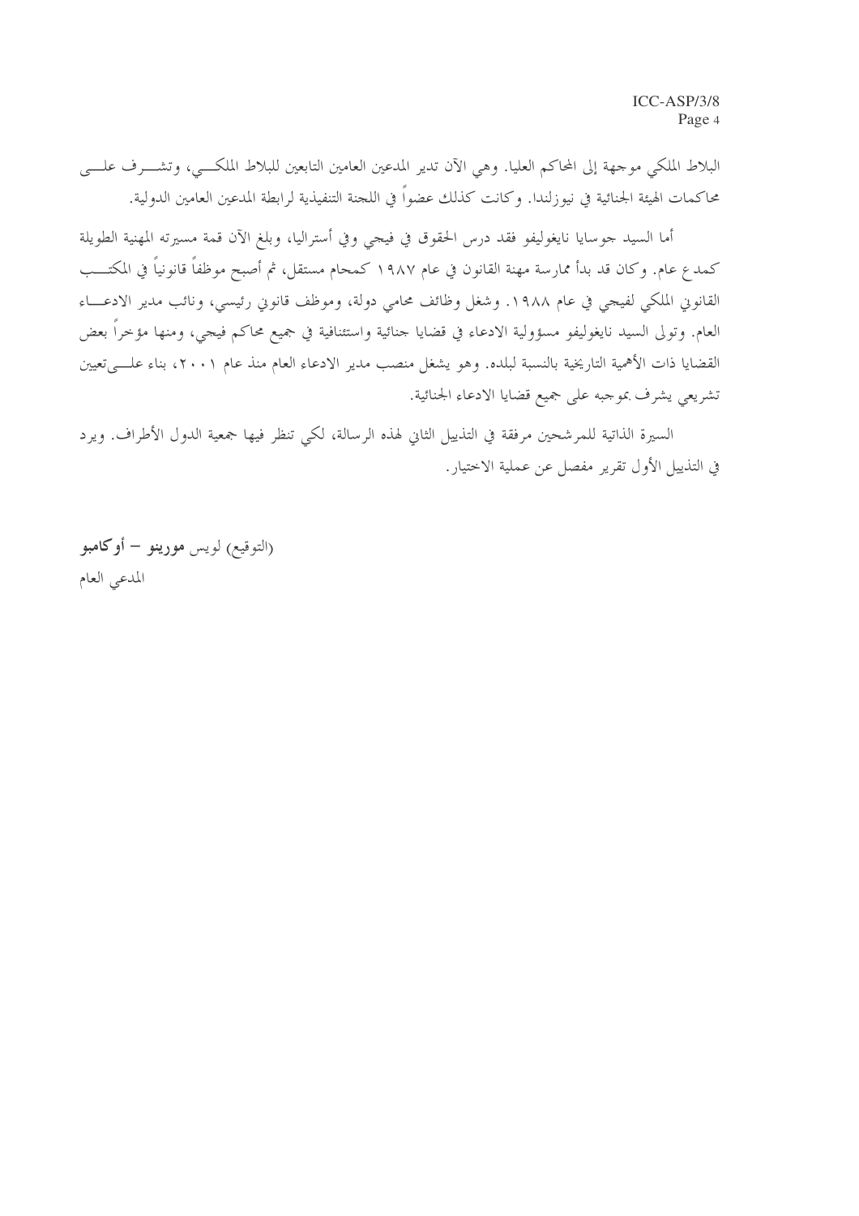البلاط الملكي موجهة إلى المحاكم العليا. وهي الآن تدير المدعين العامين التابعين للبلاط الملكي، وتشرف على محاكمات الهيئة الجنائية في نيوزلندا. وكانت كذلك عضواً في اللجنة التنفيذية لرابطة المدعين العامين الدولية.

أما السيد جوسايا نايغوليفو فقد درس الحقوق في فيجي وفي أستراليا، وبلغ الآن قمة مسيرته المهنية الطويلة كمدع عام. وكان قد بدأ ممارسة مهنة القانون في عام ١٩٨٧ كمحام مستقل، ثم أصبح موظفاً قانونياً في المكتب القانوني الملكي لفيجي في عام ١٩٨٨. وشغل وظائف محامي دولة، وموظف قانوني رئيسي، ونائب مدير الادعاء العام. وتولى السيد نايغوليفو مسؤولية الادعاء في قضايا جنائية واستئنافية في جميع محاكم فيجي، ومنها مؤخراً بعض القضايا ذات الأهمية التاريخية بالنسبة لبلده. وهو يشغل منصب مدير الادعاء العام منذ عام ٢٠٠١، بناء على تعيين تشريعي يشرف بموجبه على جميع قضايا الادعاء الجنائية.

السيرة الذاتية للمرشحين مرفقة في التذييل الثاني لهذه الرسالة، لكي تنظر فيها جمعية الدول الأطراف. ويرد في التذييل الأول تقرير مفصل عن عملية الاختيار.

(التوقيع) لويس **مورينو – أوكامبو**
المدعي العام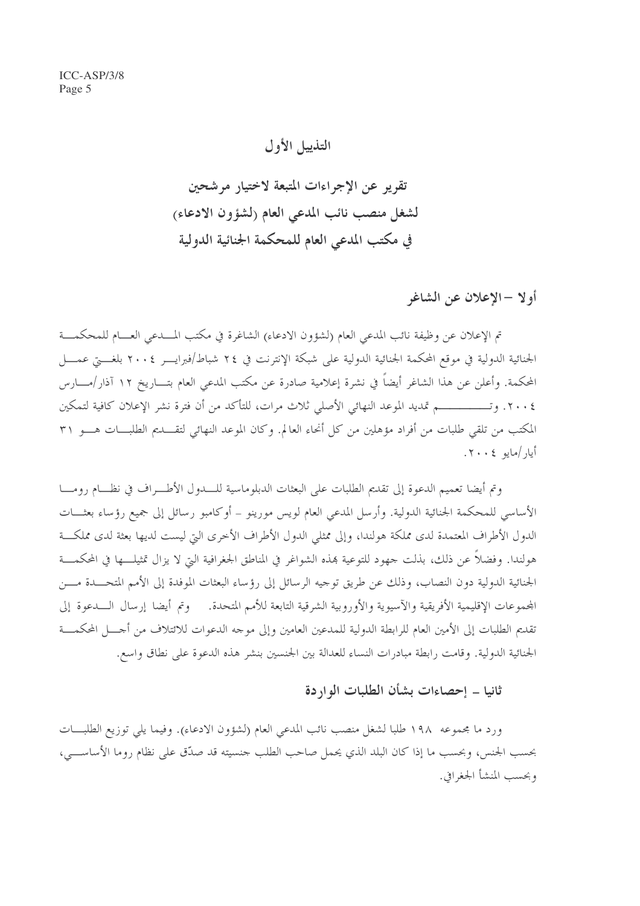# التذييل الأول

# تقرير عن الإجراءات المتبعة لاختيار مرشحين لشغل منصب نائب المدعي العام (لشؤون الادعاء) في مكتب المدعي العام للمحكمة الجنائية الدولية

## أولا – الإعلان عن الشاغر

تم الإعلان عن وظيفة نائب المدعي العام (لشؤون الادعاء) الشاغرة في مكتب المدعي العام للمحكمة الجنائية الدولية في موقع المحكمة الجنائية الدولية على شبكة الإنترنت في ٢٤ شباط/فبراير ٢٠٠٤ بلغتي عمل المحكمة. وأعلن عن هذا الشاغر أيضاً في نشرة إعلامية صادرة عن مكتب المدعي العام بتاريخ ١٢ آذار/مارس ٢٠٠٤. وتم تمديد الموعد النهائي الأصلي ثلاث مرات، للتأكد من أن فترة نشر الإعلان كافية لتمكين المكتب من تلقي طلبات من أفراد مؤهلين من كل أنحاء العالم. وكان الموعد النهائي لتقديم الطلبات هو ٣١ أيار/مايو ٢٠٠٤.

وتم أيضا تعميم الدعوة إلى تقديم الطلبات على البعثات الدبلوماسية للدول الأطراف في نظام روما الأساسي للمحكمة الجنائية الدولية. وأرسل المدعي العام لويس مورينو – أوكامبو رسائل إلى جميع رؤساء بعثات الدول الأطراف المعتمدة لدى مملكة هولندا، وإلى ممثلي الدول الأطراف الأخرى التي ليست لديها بعثة لدى مملكة هولندا. وفضلاً عن ذلك، بذلت جهود للتوعية بهذه الشواغر في المناطق الجغرافية التي لا يزال تمثيلها في المحكمة الجنائية الدولية دون النصاب، وذلك عن طريق توجيه الرسائل إلى رؤساء البعثات الموفدة إلى الأمم المتحدة من المجموعات الإقليمية الأفريقية والآسيوية والأوروبية الشرقية التابعة للأمم المتحدة. وتم أيضا إرسال الدعوة إلى تقديم الطلبات إلى الأمين العام للرابطة الدولية للمدعين العامين وإلى موجه الدعوات للائتلاف من أجل المحكمة الجنائية الدولية. وقامت رابطة مبادرات النساء للعدالة بين الجنسين بنشر هذه الدعوة على نطاق واسع.

## ثانيا – إحصاءات بشأن الطلبات الواردة

ورد ما مجموعه ١٩٨ طلبا لشغل منصب نائب المدعي العام (لشؤون الادعاء). وفيما يلي توزيع الطلبات بحسب الجنس، وبحسب ما إذا كان البلد الذي يحمل صاحب الطلب جنسيته قد صدّق على نظام روما الأساسي، وبحسب المنشأ الجغرافي.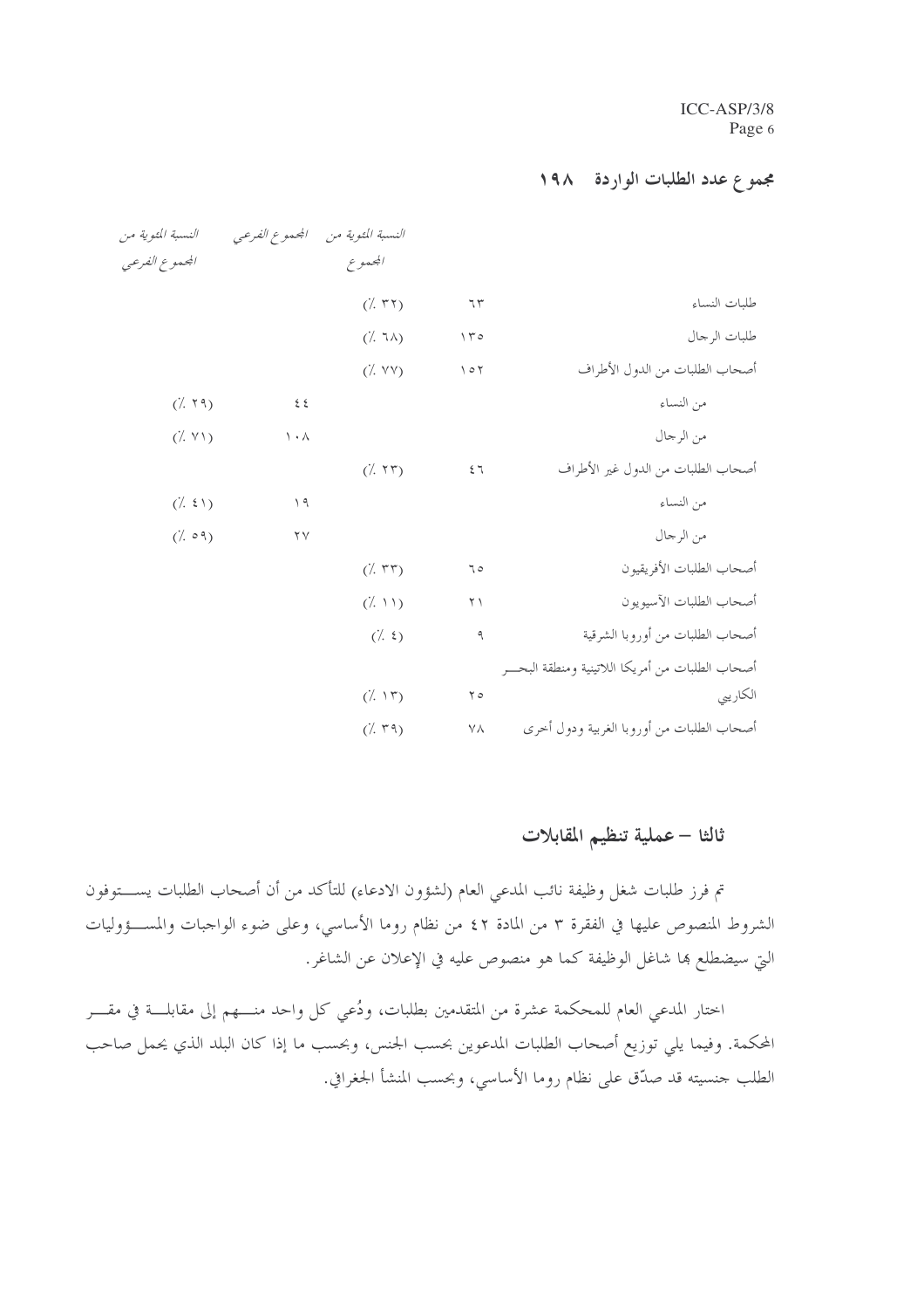**مجموع عدد الطلبات الواردة ١٩٨**

| | | النسبة المئوية من المجموع | المجموع الفرعي | النسبة المئوية من المجموع الفرعي |
|---|---|---|---|---|
| طلبات النساء | ٦٣ | (٪ ٣٢) | | |
| طلبات الرجال | ١٣٥ | (٪ ٦٨) | | |
| أصحاب الطلبات من الدول الأطراف | ١٥٢ | (٪ ٧٧) | | |
| من النساء | | | ٤٤ | (٪ ٢٩) |
| من الرجال | | | ١٠٨ | (٪ ٧١) |
| أصحاب الطلبات من الدول غير الأطراف | ٤٦ | (٪ ٢٣) | | |
| من النساء | | | ١٩ | (٪ ٤١) |
| من الرجال | | | ٢٧ | (٪ ٥٩) |
| أصحاب الطلبات الأفريقيون | ٦٥ | (٪ ٣٣) | | |
| أصحاب الطلبات الآسيويون | ٢١ | (٪ ١١) | | |
| أصحاب الطلبات من أوروبا الشرقية | ٩ | (٪ ٤) | | |
| أصحاب الطلبات من أمريكا اللاتينية ومنطقة البحر الكاريبي | ٢٥ | (٪ ١٣) | | |
| أصحاب الطلبات من أوروبا الغربية ودول أخرى | ٧٨ | (٪ ٣٩) | | |

## ثالثا – عملية تنظيم المقابلات

تم فرز طلبات شغل وظيفة نائب المدعي العام (لشؤون الادعاء) للتأكد من أن أصحاب الطلبات يستوفون الشروط المنصوص عليها في الفقرة ٣ من المادة ٤٢ من نظام روما الأساسي، وعلى ضوء الواجبات والمسؤوليات التي سيضطلع بها شاغل الوظيفة كما هو منصوص عليه في الإعلان عن الشاغر.

اختار المدعي العام للمحكمة عشرة من المتقدمين بطلبات، ودُعي كل واحد منهم إلى مقابلة في مقر المحكمة. وفيما يلي توزيع أصحاب الطلبات المدعوين بحسب الجنس، وبحسب ما إذا كان البلد الذي يحمل صاحب الطلب جنسيته قد صدّق على نظام روما الأساسي، وبحسب المنشأ الجغرافي.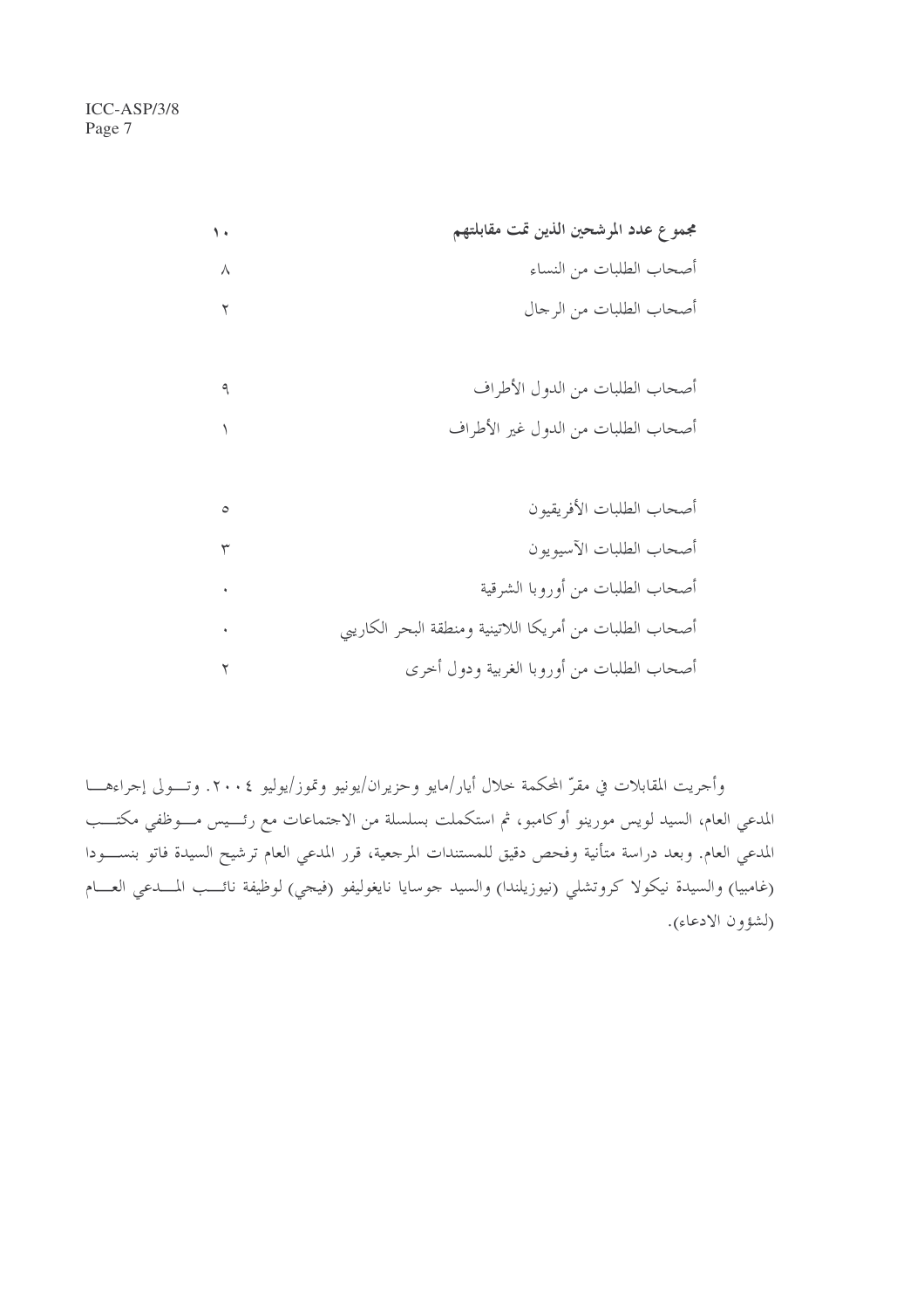| **مجموع عدد المرشحين الذين تمت مقابلتهم** | ١٠ |
| --- | --- |
| أصحاب الطلبات من النساء | ٨ |
| أصحاب الطلبات من الرجال | ٢ |
| | |
| أصحاب الطلبات من الدول الأطراف | ٩ |
| أصحاب الطلبات من الدول غير الأطراف | ١ |
| | |
| أصحاب الطلبات الأفريقيون | ٥ |
| أصحاب الطلبات الآسيويون | ٣ |
| أصحاب الطلبات من أوروبا الشرقية | ٠ |
| أصحاب الطلبات من أمريكا اللاتينية ومنطقة البحر الكاريبي | ٠ |
| أصحاب الطلبات من أوروبا الغربية ودول أخرى | ٢ |

وأجريت المقابلات في مقرّ المحكمة خلال أيار/مايو وحزيران/يونيو وتموز/يوليو ٢٠٠٤. وتولى إجراءها المدعي العام، السيد لويس مورينو أوكامبو، ثم استكملت بسلسلة من الاجتماعات مع رئيس موظفي مكتب المدعي العام. وبعد دراسة متأنية وفحص دقيق للمستندات المرجعية، قرر المدعي العام ترشيح السيدة فاتو بنسودا (غامبيا) والسيدة نيكولا كروتشلي (نيوزيلندا) والسيد جوسايا نايغوليفو (فيجي) لوظيفة نائب المدعي العام (لشؤون الادعاء).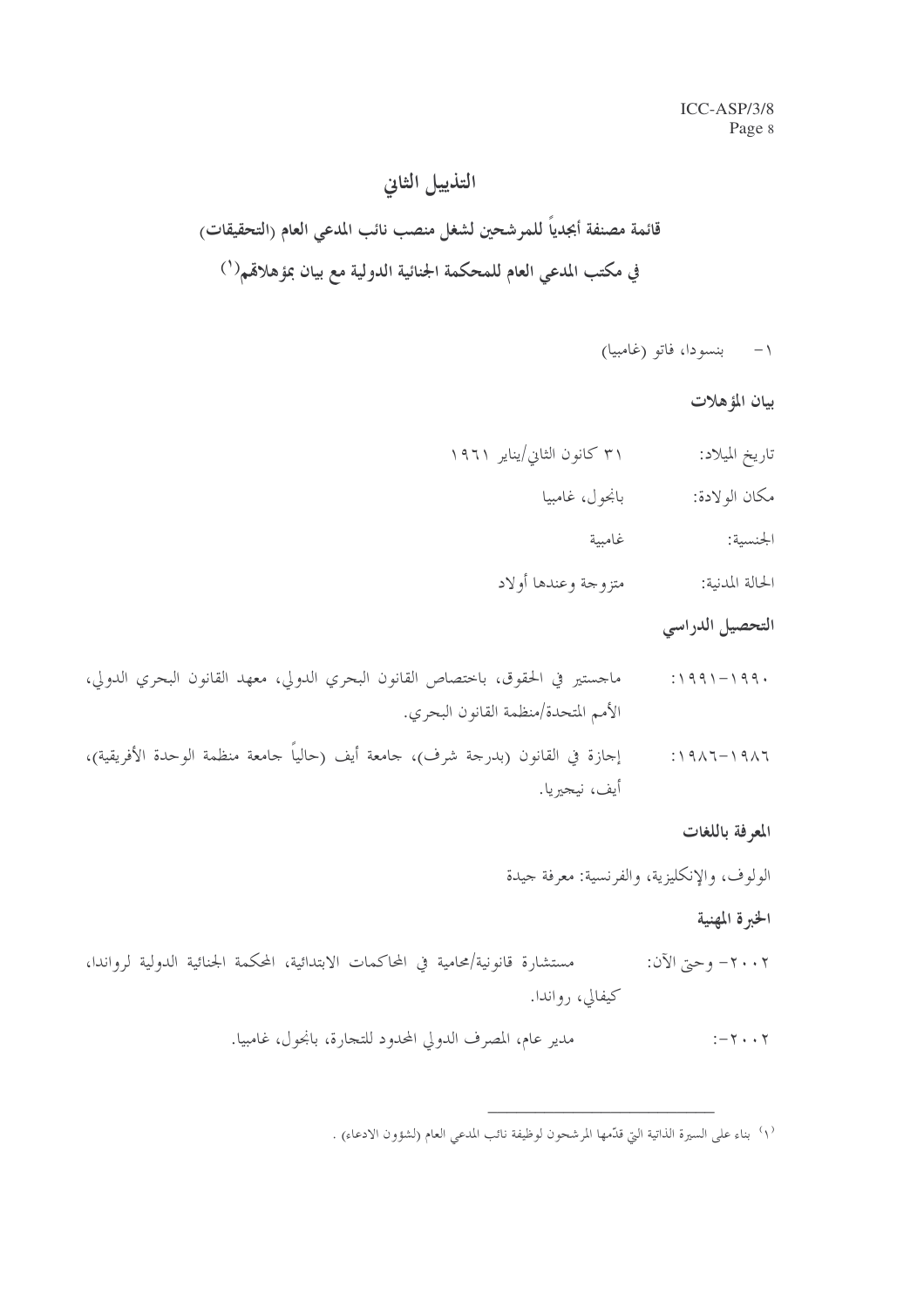# التذييل الثاني

## قائمة مصنفة أبجدياً للمرشحين لشغل منصب نائب المدعي العام (التحقيقات) في مكتب المدعي العام للمحكمة الجنائية الدولية مع بيان بمؤهلاتهم[١]

١- بنسودا، فاتو (غامبيا)

### بيان المؤهلات

تاريخ الميلاد: ٣١ كانون الثاني/يناير ١٩٦١

مكان الولادة: بانجول، غامبيا

الجنسية: غامبية

الحالة المدنية: متزوجة وعندها أولاد

### التحصيل الدراسي

١٩٩٠-١٩٩١: ماجستير في الحقوق، باختصاص القانون البحري الدولي، معهد القانون البحري الدولي، الأمم المتحدة/منظمة القانون البحري.

١٩٨٦-١٩٨٦: إجازة في القانون (بدرجة شرف)، جامعة أيف (حالياً جامعة منظمة الوحدة الأفريقية)، أيف، نيجيريا.

### المعرفة باللغات

الولوف، والإنكليزية، والفرنسية: معرفة جيدة

### الخبرة المهنية

٢٠٠٢- وحتى الآن: مستشارة قانونية/محامية في المحاكمات الابتدائية، المحكمة الجنائية الدولية لرواندا، كيغالي، رواندا.

٢٠٠٢-: مدير عام، المصرف الدولي المحدود للتجارة، بانجول، غامبيا.

---

[١] بناء على السيرة الذاتية التي قدّمها المرشحون لوظيفة نائب المدعي العام (لشؤون الادعاء) .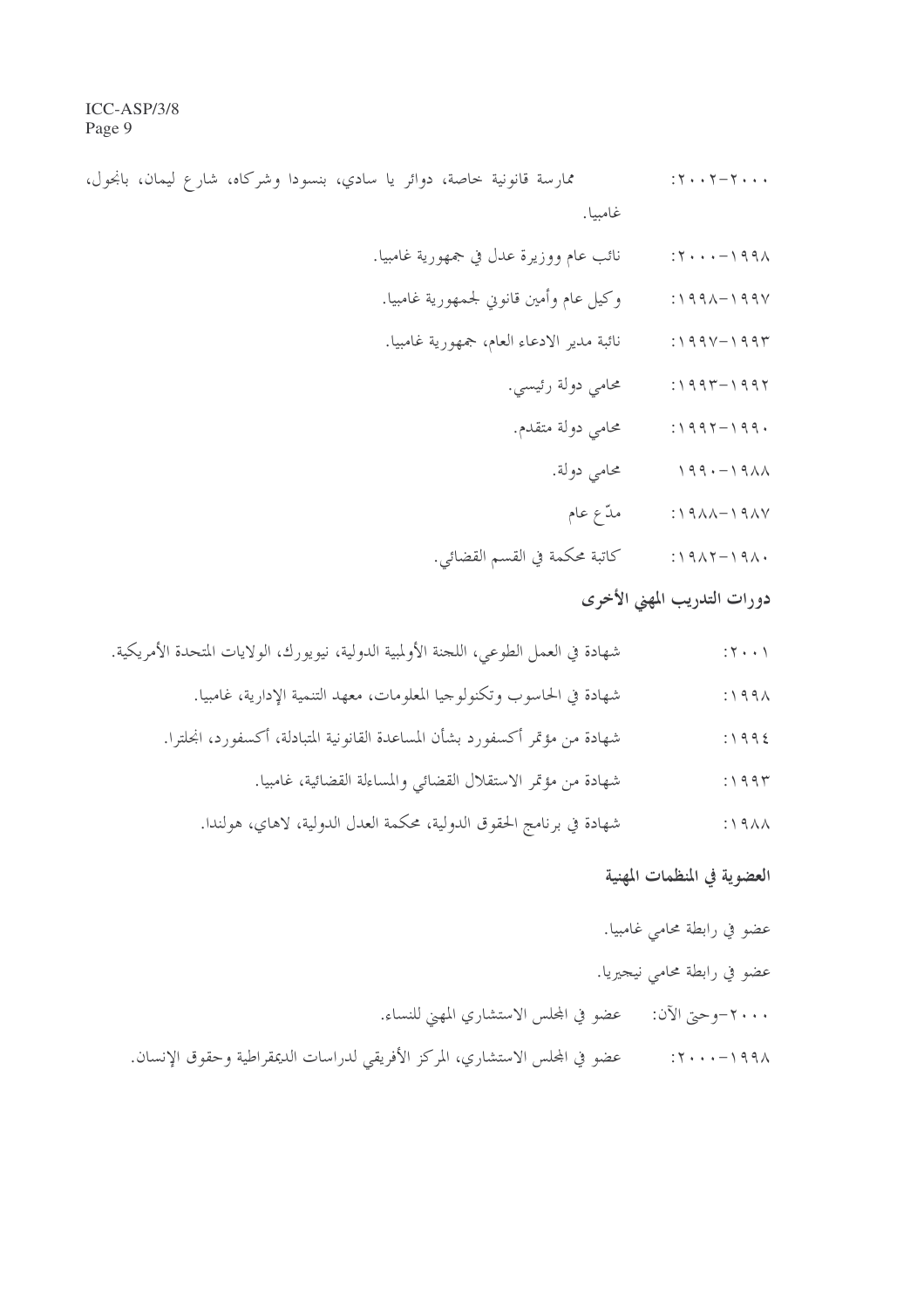٢٠٠٠-٢٠٠٢: ممارسة قانونية خاصة، دوائر يا سادي، بنسودا وشركاه، شارع ليمان، بانجول، غامبيا.

١٩٩٨-٢٠٠٠: نائب عام ووزيرة عدل في جمهورية غامبيا.

١٩٩٧-١٩٩٨: وكيل عام وأمين قانوني لجمهورية غامبيا.

١٩٩٣-١٩٩٧: نائبة مدير الادعاء العام، جمهورية غامبيا.

١٩٩٢-١٩٩٣: محامي دولة رئيسي.

١٩٩٠-١٩٩٢: محامي دولة متقدم.

١٩٨٨-١٩٩٠ محامي دولة.

١٩٨٧-١٩٨٨: مدّع عام

١٩٨٠-١٩٨٢: كاتبة محكمة في القسم القضائي.

## دورات التدريب المهني الأخرى

٢٠٠١: شهادة في العمل الطوعي، اللجنة الأولمبية الدولية، نيويورك، الولايات المتحدة الأمريكية.

١٩٩٨: شهادة في الحاسوب وتكنولوجيا المعلومات، معهد التنمية الإدارية، غامبيا.

١٩٩٤: شهادة من مؤتمر أكسفورد بشأن المساعدة القانونية المتبادلة، أكسفورد، انجلترا.

١٩٩٣: شهادة من مؤتمر الاستقلال القضائي والمساءلة القضائية، غامبيا.

١٩٨٨: شهادة في برنامج الحقوق الدولية، محكمة العدل الدولية، لاهاي، هولندا.

## العضوية في المنظمات المهنية

عضو في رابطة محامي غامبيا.

عضو في رابطة محامي نيجيريا.

٢٠٠٠-وحتى الآن: عضو في المجلس الاستشاري المهني للنساء.

١٩٩٨-٢٠٠٠: عضو في المجلس الاستشاري، المركز الأفريقي لدراسات الديمقراطية وحقوق الإنسان.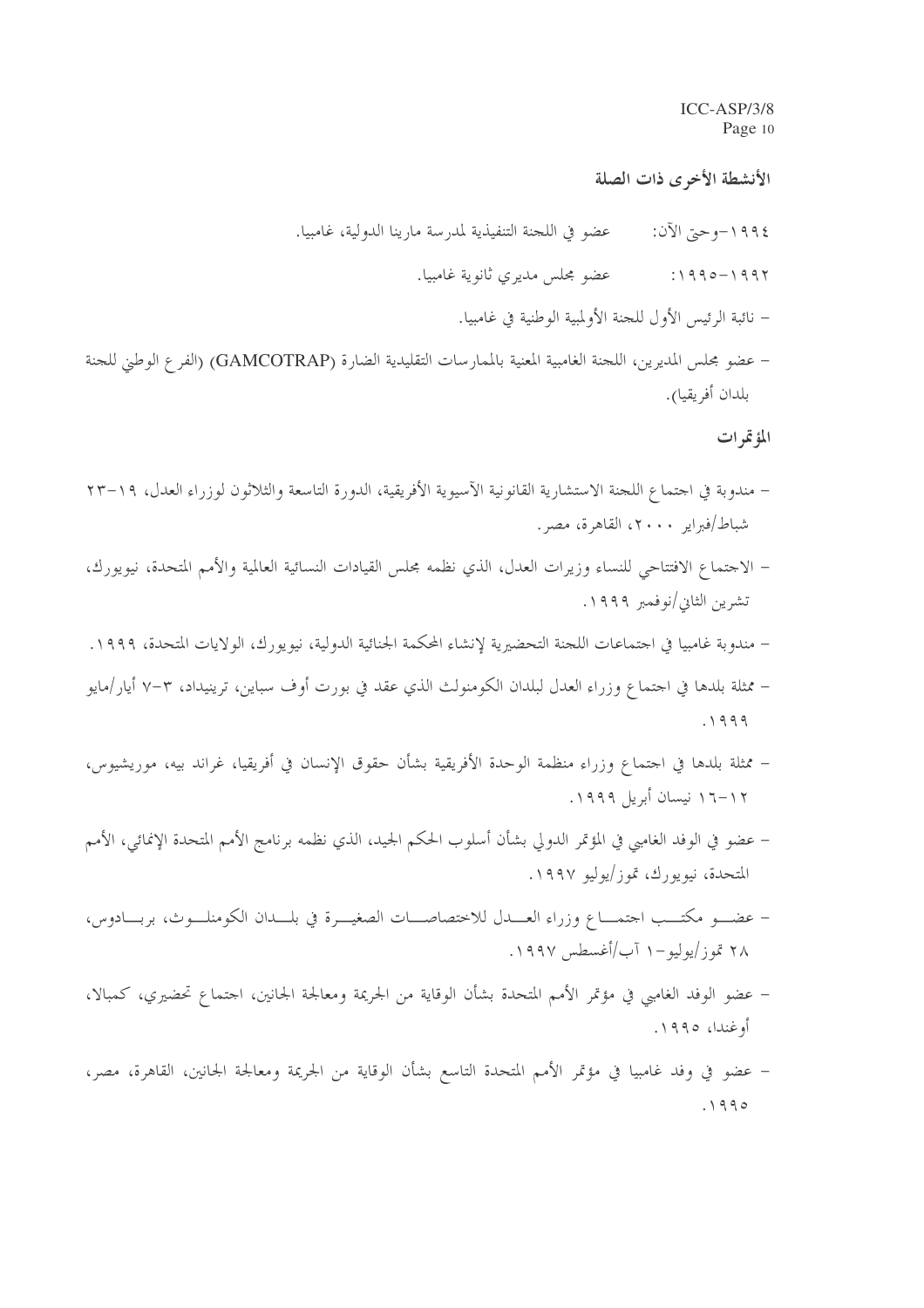### الأنشطة الأخرى ذات الصلة

١٩٩٤–وحتى الآن: عضو في اللجنة التنفيذية لمدرسة مارينا الدولية، غامبيا.

١٩٩٢–١٩٩٥: عضو مجلس مديري ثانوية غامبيا.

- نائبة الرئيس الأول للجنة الأولمبية الوطنية في غامبيا.
- عضو مجلس المديرين، اللجنة الغامبية المعنية بالممارسات التقليدية الضارة (GAMCOTRAP) (الفرع الوطني للجنة بلدان أفريقيا).

### المؤتمرات

- مندوبة في اجتماع اللجنة الاستشارية القانونية الآسيوية الأفريقية، الدورة التاسعة والثلاثون لوزراء العدل، ١٩–٢٣ شباط/فبراير ٢٠٠٠، القاهرة، مصر.
- الاجتماع الافتتاحي للنساء وزيرات العدل، الذي نظمه مجلس القيادات النسائية العالمية والأمم المتحدة، نيويورك، تشرين الثاني/نوفمبر ١٩٩٩.
- مندوبة غامبيا في اجتماعات اللجنة التحضيرية لإنشاء المحكمة الجنائية الدولية، نيويورك، الولايات المتحدة، ١٩٩٩.
- ممثلة بلدها في اجتماع وزراء العدل لبلدان الكومنولث الذي عقد في بورت أوف سباين، ترينيداد، ٣–٧ أيار/مايو ١٩٩٩.
- ممثلة بلدها في اجتماع وزراء منظمة الوحدة الأفريقية بشأن حقوق الإنسان في أفريقيا، غراند بيه، موريشيوس، ١٢–١٦ نيسان أبريل ١٩٩٩.
- عضو في الوفد الغامبي في المؤتمر الدولي بشأن أسلوب الحكم الجيد، الذي نظمه برنامج الأمم المتحدة الإنمائي، الأمم المتحدة، نيويورك، تموز/يوليو ١٩٩٧.
- عضو مكتب اجتماع وزراء العدل للاختصاصات الصغيرة في بلدان الكومنلوث، بربادوس، ٢٨ تموز/يوليو–١ آب/أغسطس ١٩٩٧.
- عضو الوفد الغامبي في مؤتمر الأمم المتحدة بشأن الوقاية من الجريمة ومعالجة الجانين، اجتماع تحضيري، كمبالا، أوغندا، ١٩٩٥.
- عضو في وفد غامبيا في مؤتمر الأمم المتحدة التاسع بشأن الوقاية من الجريمة ومعالجة الجانين، القاهرة، مصر، ١٩٩٥.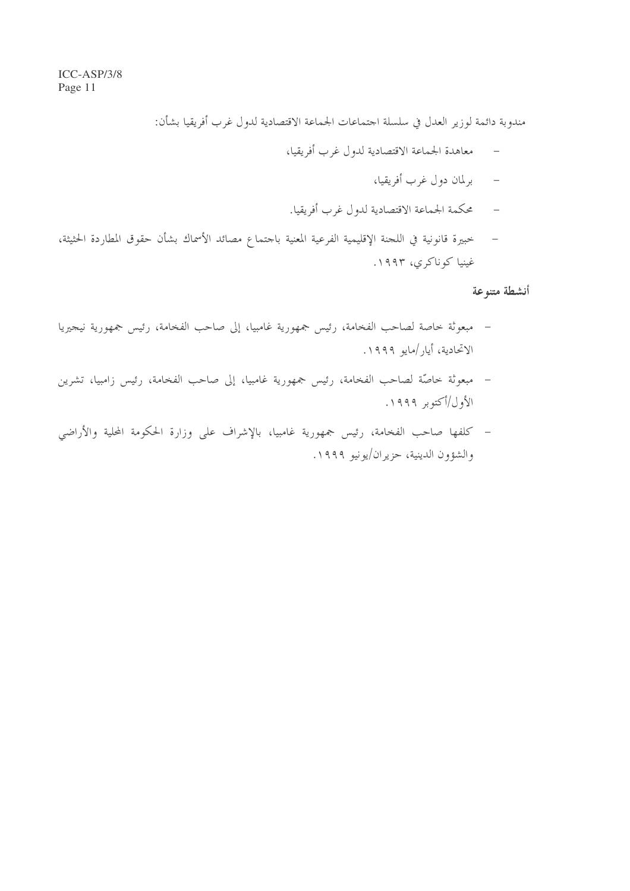مندوبة دائمة لوزير العدل في سلسلة اجتماعات الجماعة الاقتصادية لدول غرب أفريقيا بشأن:

- معاهدة الجماعة الاقتصادية لدول غرب أفريقيا،
- برلمان دول غرب أفريقيا،
- محكمة الجماعة الاقتصادية لدول غرب أفريقيا.

- خبيرة قانونية في اللجنة الإقليمية الفرعية المعنية باجتماع مصائد الأسماك بشأن حقوق المطاردة الحثيثة، غينيا كوناكري، ١٩٩٣.

**أنشطة متنوعة**

- مبعوثة خاصة لصاحب الفخامة، رئيس جمهورية غامبيا، إلى صاحب الفخامة، رئيس جمهورية نيجيريا الاتحادية، أيار/مايو ١٩٩٩.
- مبعوثة خاصّة لصاحب الفخامة، رئيس جمهورية غامبيا، إلى صاحب الفخامة، رئيس زامبيا، تشرين الأول/أكتوبر ١٩٩٩.
- كلفها صاحب الفخامة، رئيس جمهورية غامبيا، بالإشراف على وزارة الحكومة المحلية والأراضي والشؤون الدينية، حزيران/يونيو ١٩٩٩.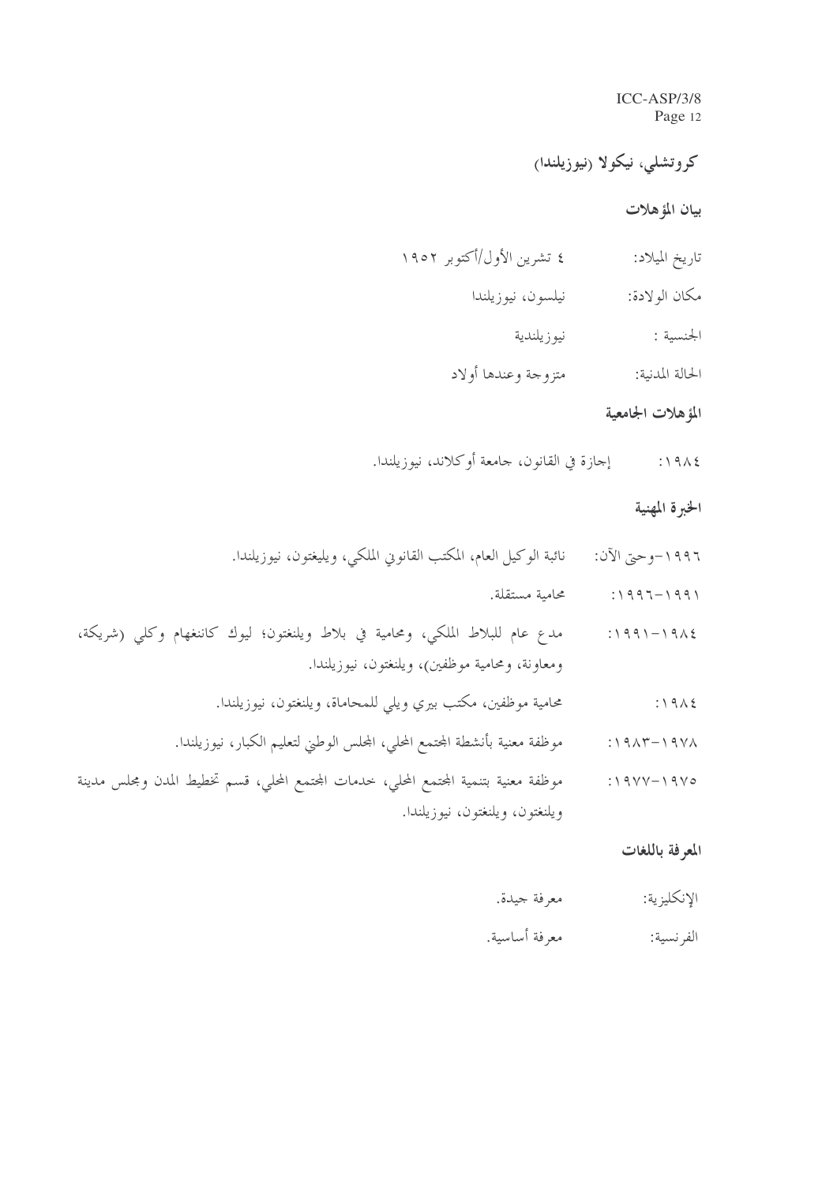## كروتشلي، نيكولا (نيوزيلندا)

### بيان المؤهلات

تاريخ الميلاد: ٤ تشرين الأول/أكتوبر ١٩٥٢

مكان الولادة: نيلسون، نيوزيلندا

الجنسية : نيوزيلندية

الحالة المدنية: متزوجة وعندها أولاد

### المؤهلات الجامعية

١٩٨٤: إجازة في القانون، جامعة أوكلاند، نيوزيلندا.

### الخبرة المهنية

١٩٩٦–وحتى الآن: نائبة الوكيل العام، المكتب القانوني الملكي، ويليغتون، نيوزيلندا.

١٩٩١–١٩٩٦: محامية مستقلة.

١٩٨٤–١٩٩١: مدع عام للبلاط الملكي، ومحامية في بلاط ويلنغتون؛ ليوك كاننغهام وكلي (شريكة، ومعاونة، ومحامية موظفين)، ويلنغتون، نيوزيلندا.

١٩٨٤: محامية موظفين، مكتب بيري ويلي للمحاماة، ويلنغتون، نيوزيلندا.

١٩٧٨–١٩٨٣: موظفة معنية بأنشطة المجتمع المحلي، المجلس الوطني لتعليم الكبار، نيوزيلندا.

١٩٧٥–١٩٧٧: موظفة معنية بتنمية المجتمع المحلي، خدمات المجتمع المحلي، قسم تخطيط المدن ومجلس مدينة ويلنغتون، ويلنغتون، نيوزيلندا.

### المعرفة باللغات

الإنكليزية: معرفة جيدة.

الفرنسية: معرفة أساسية.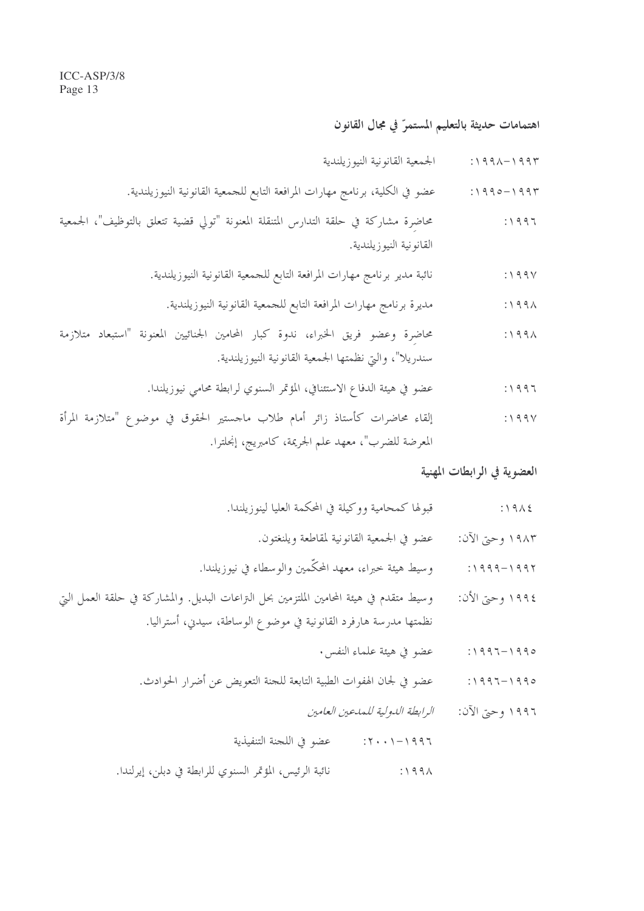**اهتمامات حديثة بالتعليم المستمرّ في مجال القانون**

١٩٩٣-١٩٩٨: الجمعية القانونية النيوزيلندية

١٩٩٣-١٩٩٥: عضو في الكلية، برنامج مهارات المرافعة التابع للجمعية القانونية النيوزيلندية.

١٩٩٦: محاضِرة مشاركة في حلقة التدارس المتنقلة المعنونة "تولي قضية تتعلق بالتوظيف"، الجمعية القانونية النيوزيلندية.

١٩٩٧: نائبة مدير برنامج مهارات المرافعة التابع للجمعية القانونية النيوزيلندية.

١٩٩٨: مديرة برنامج مهارات المرافعة التابع للجمعية القانونية النيوزيلندية.

١٩٩٨: محاضِرة وعضو فريق الخبراء، ندوة كبار المحامين الجنائيين المعنونة "استبعاد متلازمة سندريلا"، والتي نظمتها الجمعية القانونية النيوزيلندية.

١٩٩٦: عضو في هيئة الدفاع الاستئنافي، المؤتمر السنوي لرابطة محامي نيوزيلندا.

١٩٩٧: إلقاء محاضرات كأستاذ زائر أمام طلاب ماجستير الحقوق في موضوع "متلازمة المرأة المعرضة للضرب"، معهد علم الجريمة، كامبريج، إنجلترا.

**العضوية في الرابطات المهنية**

١٩٨٤: قبولها كمحامية ووكيلة في المحكمة العليا لنيوزيلندا.

١٩٨٣ وحتى الآن: عضو في الجمعية القانونية لمقاطعة ويلنغتون.

١٩٩٢-١٩٩٩: وسيط هيئة خبراء، معهد المحكّمين والوسطاء في نيوزيلندا.

١٩٩٤ وحتى الأن: وسيط متقدم في هيئة المحامين الملتزمين بحل النزاعات البديل. والمشاركة في حلقة العمل التي نظمتها مدرسة هارفرد القانونية في موضوع الوساطة، سيدني، أستراليا.

١٩٩٥-١٩٩٦: عضو في هيئة علماء النفس.

١٩٩٥-١٩٩٦: عضو في لجان الهفوات الطبية التابعة للجنة التعويض عن أضرار الحوادث.

١٩٩٦ وحتى الآن: *الرابطة الدولية للمدعين العامين*

١٩٩٦-٢٠٠١: عضو في اللجنة التنفيذية

١٩٩٨: نائبة الرئيس، المؤتمر السنوي للرابطة في دبلن، إيرلندا.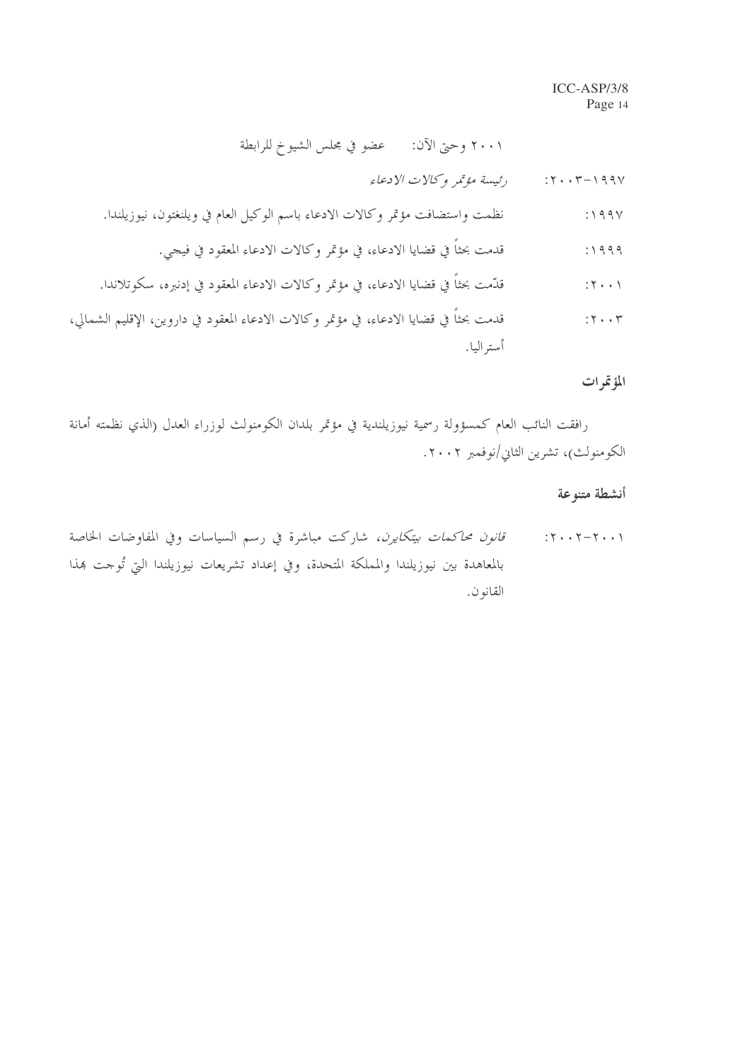٢٠٠١ وحتى الآن: عضو في مجلس الشيوخ للرابطة

١٩٩٧-٢٠٠٣: *رئيسة مؤتمر وكالات الادعاء*

١٩٩٧: نظمت واستضافت مؤتمر وكالات الادعاء باسم الوكيل العام في ويلنغتون، نيوزيلندا.

١٩٩٩: قدمت بحثاً في قضايا الادعاء، في مؤتمر وكالات الادعاء المعقود في فيجي.

٢٠٠١: قدّمت بحثاً في قضايا الادعاء، في مؤتمر وكالات الادعاء المعقود في إدنبره، سكوتلاندا.

٢٠٠٣: قدمت بحثاً في قضايا الادعاء، في مؤتمر وكالات الادعاء المعقود في داروين، الإقليم الشمالي، أستراليا.

## المؤتمرات

رافقت النائب العام كمسؤولة رسمية نيوزيلندية في مؤتمر بلدان الكومنولث لوزراء العدل (الذي نظمته أمانة الكومنولث)، تشرين الثاني/نوفمبر ٢٠٠٢.

## أنشطة متنوعة

٢٠٠١-٢٠٠٢: *قانون محاكمات بيتكاين*، شاركت مباشرة في رسم السياسات وفي المفاوضات الخاصة بالمعاهدة بين نيوزيلندا والمملكة المتحدة، وفي إعداد تشريعات نيوزيلندا التي تُوجت بهذا القانون.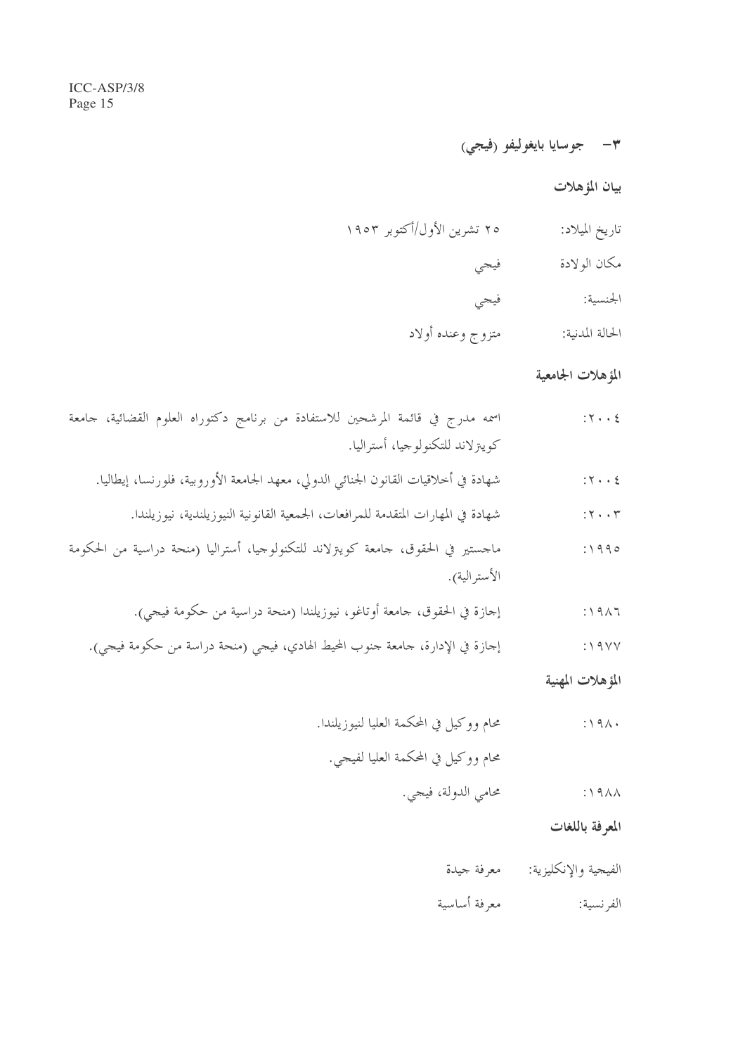### ٣- جوسايا بايغوليفو (فيجي)

**بيان المؤهلات**

تاريخ الميلاد: ٢٥ تشرين الأول/أكتوبر ١٩٥٣

مكان الولادة فيجي

الجنسية: فيجي

الحالة المدنية: متزوج وعنده أولاد

**المؤهلات الجامعية**

٢٠٠٤: اسمه مدرج في قائمة المرشحين للاستفادة من برنامج دكتوراه العلوم القضائية، جامعة كوينزلاند للتكنولوجيا، أستراليا.

٢٠٠٤: شهادة في أخلاقيات القانون الجنائي الدولي، معهد الجامعة الأوروبية، فلورنسا، إيطاليا.

٢٠٠٣: شهادة في المهارات المتقدمة للمرافعات، الجمعية القانونية النيوزيلندية، نيوزيلندا.

١٩٩٥: ماجستير في الحقوق، جامعة كوينزلاند للتكنولوجيا، أستراليا (منحة دراسية من الحكومة الأسترالية).

١٩٨٦: إجازة في الحقوق، جامعة أوتاغو، نيوزيلندا (منحة دراسية من حكومة فيجي).

١٩٧٧: إجازة في الإدارة، جامعة جنوب المحيط الهادي، فيجي (منحة دراسة من حكومة فيجي).

**المؤهلات المهنية**

١٩٨٠: محام ووكيل في المحكمة العليا لنيوزيلندا.

محام ووكيل في المحكمة العليا لفيجي.

١٩٨٨: محامي الدولة، فيجي.

**المعرفة باللغات**

الفيجية والإنكليزية: معرفة جيدة

الفرنسية: معرفة أساسية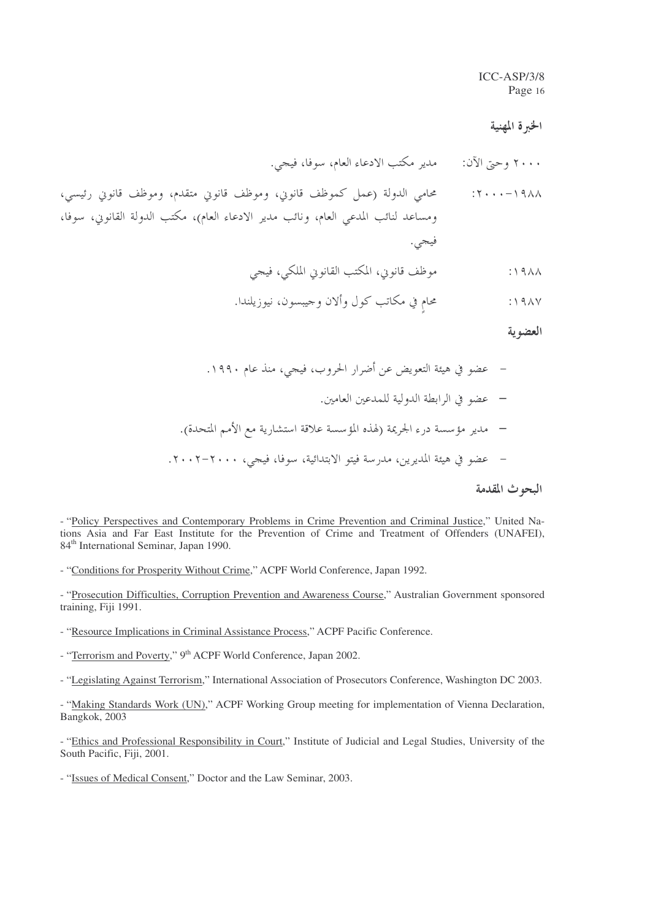## الخبرة المهنية

٢٠٠٠ وحتى الآن: مدير مكتب الادعاء العام، سوفا، فيجي.

١٩٨٨-٢٠٠٠: محامي الدولة (عمل كموظف قانوني، وموظف قانوني متقدم، وموظف قانوني رئيسي، ومساعد لنائب المدعي العام، ونائب مدير الادعاء العام)، مكتب الدولة القانوني، سوفا، فيجي.

١٩٨٨: موظف قانوني، المكتب القانوني الملكي، فيجي

١٩٨٧: محامٍ في مكاتب كول وألان وجيبسون، نيوزيلندا.

## العضوية

- عضو في هيئة التعويض عن أضرار الحروب، فيجي، منذ عام ١٩٩٠.
- عضو في الرابطة الدولية للمدعين العامين.
- مدير مؤسسة درء الجريمة (لهذه المؤسسة علاقة استشارية مع الأمم المتحدة).
- عضو في هيئة المديرين، مدرسة فيتو الابتدائية، سوفا، فيجي، ٢٠٠٠-٢٠٠٢.

## البحوث المقدمة

- "Policy Perspectives and Contemporary Problems in Crime Prevention and Criminal Justice," United Nations Asia and Far East Institute for the Prevention of Crime and Treatment of Offenders (UNAFEI), 84th International Seminar, Japan 1990.

- "Conditions for Prosperity Without Crime," ACPF World Conference, Japan 1992.

- "Prosecution Difficulties, Corruption Prevention and Awareness Course," Australian Government sponsored training, Fiji 1991.

- "Resource Implications in Criminal Assistance Process," ACPF Pacific Conference.

- "Terrorism and Poverty," 9th ACPF World Conference, Japan 2002.

- "Legislating Against Terrorism," International Association of Prosecutors Conference, Washington DC 2003.

- "Making Standards Work (UN)," ACPF Working Group meeting for implementation of Vienna Declaration, Bangkok, 2003

- "Ethics and Professional Responsibility in Court," Institute of Judicial and Legal Studies, University of the South Pacific, Fiji, 2001.

- "Issues of Medical Consent," Doctor and the Law Seminar, 2003.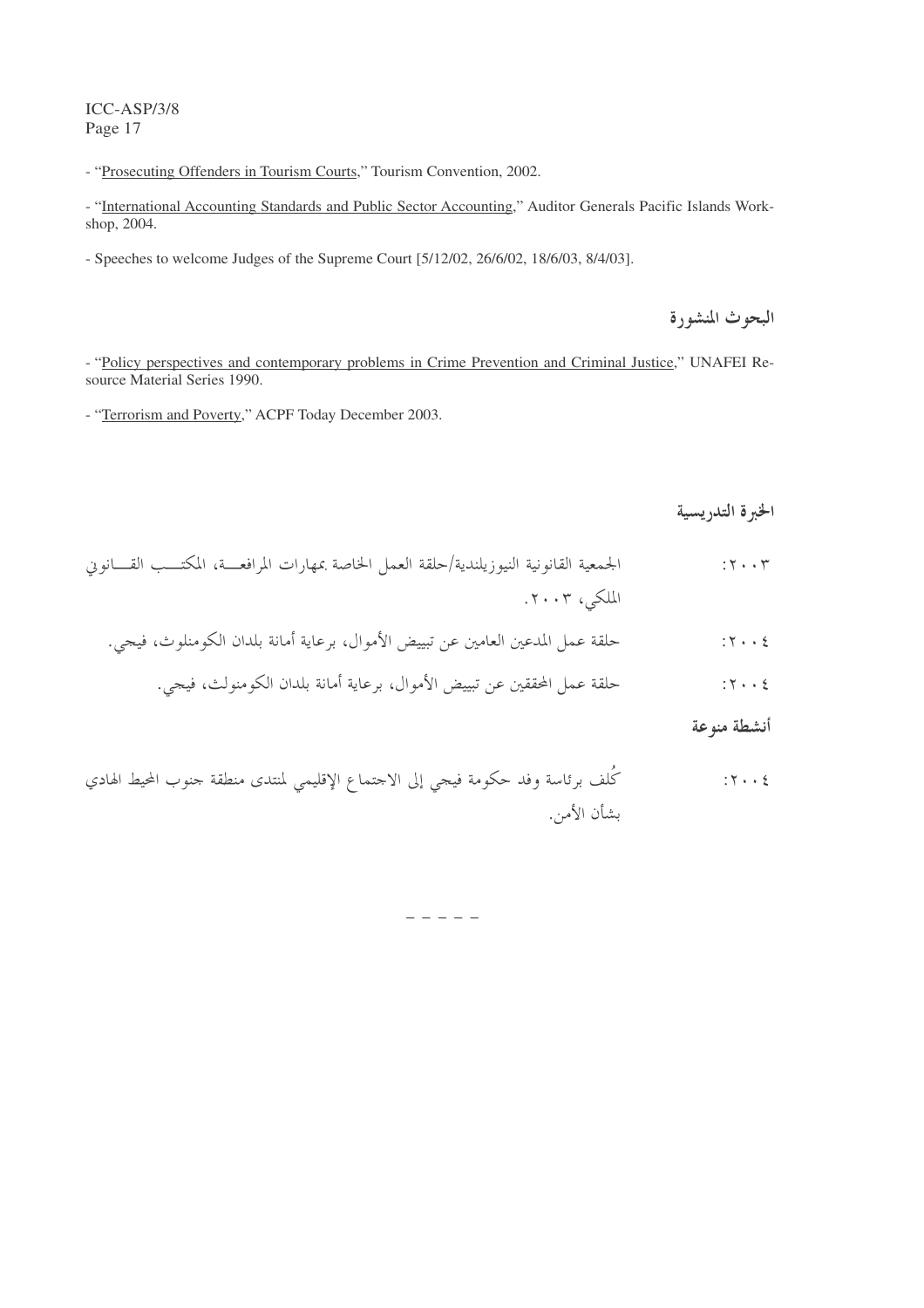- "Prosecuting Offenders in Tourism Courts," Tourism Convention, 2002.

- "International Accounting Standards and Public Sector Accounting," Auditor Generals Pacific Islands Workshop, 2004.

- Speeches to welcome Judges of the Supreme Court [5/12/02, 26/6/02, 18/6/03, 8/4/03].

## البحوث المنشورة

- "Policy perspectives and contemporary problems in Crime Prevention and Criminal Justice," UNAFEI Resource Material Series 1990.

- "Terrorism and Poverty," ACPF Today December 2003.

## الخبرة التدريسية

٢٠٠٣: الجمعية القانونية النيوزيلندية/حلقة العمل الخاصة بمهارات المرافعة، المكتب القانوني الملكي، ٢٠٠٣.

٢٠٠٤: حلقة عمل المدعين العامين عن تبييض الأموال، برعاية أمانة بلدان الكومنلوث، فيجي.

٢٠٠٤: حلقة عمل المحققين عن تبييض الأموال، برعاية أمانة بلدان الكومنولث، فيجي.

## أنشطة منوعة

٢٠٠٤: كُلف برئاسة وفد حكومة فيجي إلى الاجتماع الإقليمي لمنتدى منطقة جنوب المحيط الهادي بشأن الأمن.

- - - - -